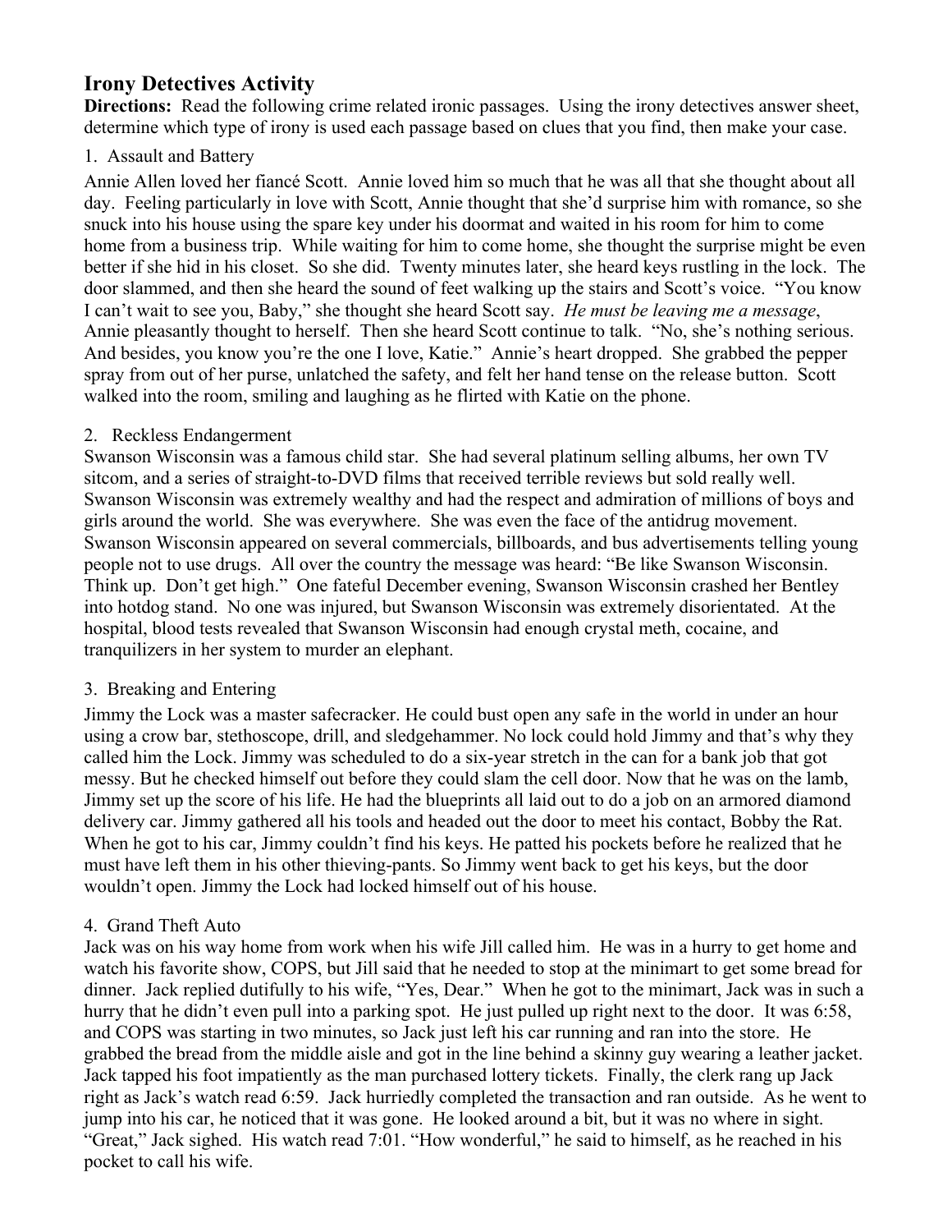## Irony Detectives Activity

**Directions:** Read the following crime related ironic passages. Using the irony detectives answer sheet, determine which type of irony is used each passage based on clues that you find, then make your case.

1. Assault and Battery

Annie Allen loved her fiancé Scott. Annie loved him so much that he was all that she thought about all day. Feeling particularly in love with Scott, Annie thought that she'd surprise him with romance, so she snuck into his house using the spare key under his doormat and waited in his room for him to come home from a business trip. While waiting for him to come home, she thought the surprise might be even better if she hid in his closet. So she did. Twenty minutes later, she heard keys rustling in the lock. The door slammed, and then she heard the sound of feet walking up the stairs and Scott's voice. "You know I can't wait to see you, Baby," she thought she heard Scott say. *He must be leaving me a message*, Annie pleasantly thought to herself. Then she heard Scott continue to talk. "No, she's nothing serious. And besides, you know you're the one I love, Katie." Annie's heart dropped. She grabbed the pepper spray from out of her purse, unlatched the safety, and felt her hand tense on the release button. Scott walked into the room, smiling and laughing as he flirted with Katie on the phone.

2. Reckless Endangerment

Swanson Wisconsin was a famous child star. She had several platinum selling albums, her own TV sitcom, and a series of straight-to-DVD films that received terrible reviews but sold really well. Swanson Wisconsin was extremely wealthy and had the respect and admiration of millions of boys and girls around the world. She was everywhere. She was even the face of the antidrug movement. Swanson Wisconsin appeared on several commercials, billboards, and bus advertisements telling young people not to use drugs. All over the country the message was heard: "Be like Swanson Wisconsin. Think up. Don't get high." One fateful December evening, Swanson Wisconsin crashed her Bentley into hotdog stand. No one was injured, but Swanson Wisconsin was extremely disorientated. At the hospital, blood tests revealed that Swanson Wisconsin had enough crystal meth, cocaine, and tranquilizers in her system to murder an elephant.

3. Breaking and Entering

Jimmy the Lock was a master safecracker. He could bust open any safe in the world in under an hour using a crow bar, stethoscope, drill, and sledgehammer. No lock could hold Jimmy and that's why they called him the Lock. Jimmy was scheduled to do a six-year stretch in the can for a bank job that got messy. But he checked himself out before they could slam the cell door. Now that he was on the lamb, Jimmy set up the score of his life. He had the blueprints all laid out to do a job on an armored diamond delivery car. Jimmy gathered all his tools and headed out the door to meet his contact, Bobby the Rat. When he got to his car, Jimmy couldn't find his keys. He patted his pockets before he realized that he must have left them in his other thieving-pants. So Jimmy went back to get his keys, but the door wouldn't open. Jimmy the Lock had locked himself out of his house.

4. Grand Theft Auto

Jack was on his way home from work when his wife Jill called him. He was in a hurry to get home and watch his favorite show, COPS, but Jill said that he needed to stop at the minimart to get some bread for dinner. Jack replied dutifully to his wife, "Yes, Dear." When he got to the minimart, Jack was in such a hurry that he didn't even pull into a parking spot. He just pulled up right next to the door. It was 6:58, and COPS was starting in two minutes, so Jack just left his car running and ran into the store. He grabbed the bread from the middle aisle and got in the line behind a skinny guy wearing a leather jacket. Jack tapped his foot impatiently as the man purchased lottery tickets. Finally, the clerk rang up Jack right as Jack's watch read 6:59. Jack hurriedly completed the transaction and ran outside. As he went to jump into his car, he noticed that it was gone. He looked around a bit, but it was no where in sight. "Great," Jack sighed. His watch read 7:01. "How wonderful," he said to himself, as he reached in his pocket to call his wife.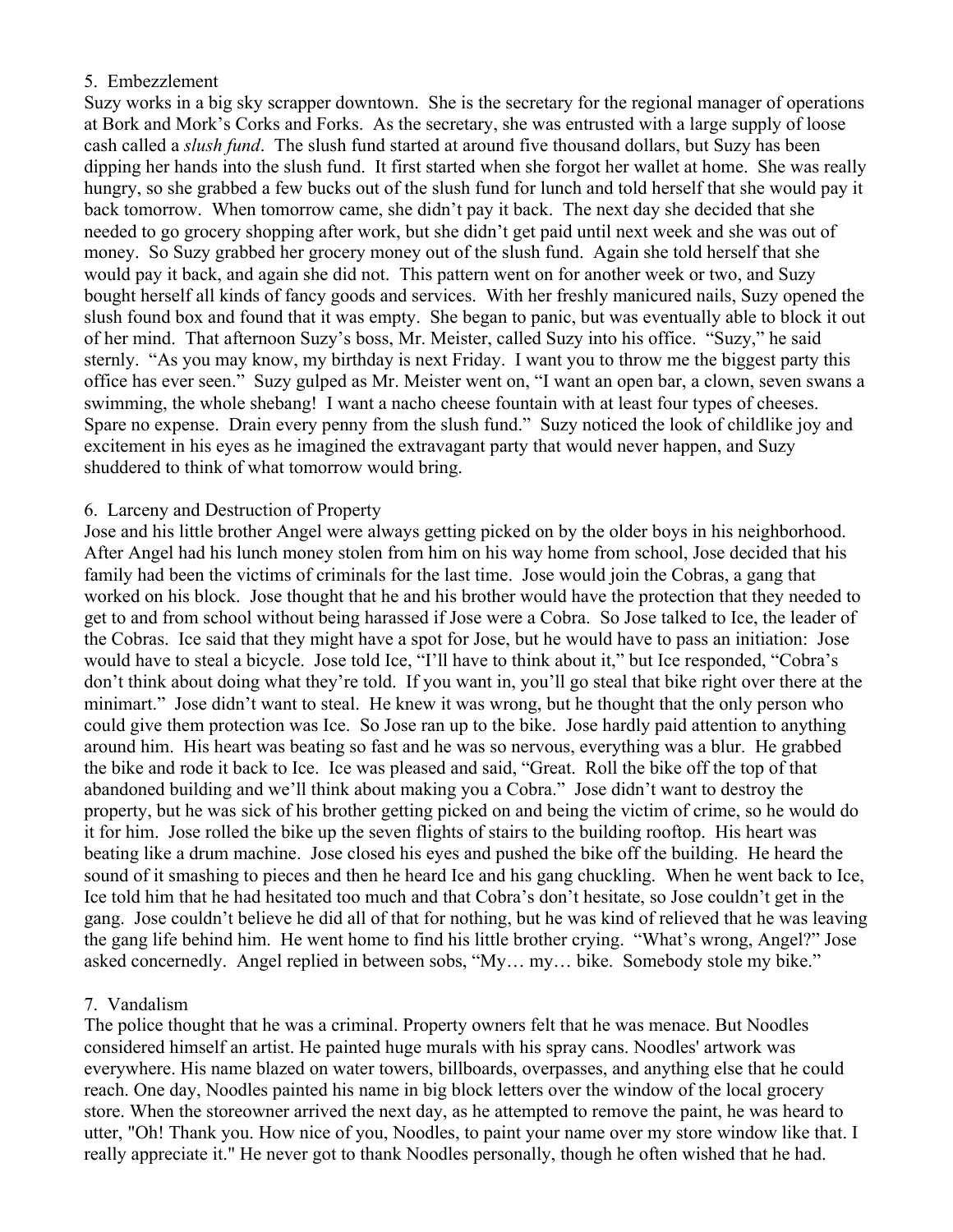5. Embezzlement

Suzy works in a big sky scrapper downtown. She is the secretary for the regional manager of operations at Bork and Mork's Corks and Forks. As the secretary, she was entrusted with a large supply of loose cash called a *slush fund*. The slush fund started at around five thousand dollars, but Suzy has been dipping her hands into the slush fund. It first started when she forgot her wallet at home. She was really hungry, so she grabbed a few bucks out of the slush fund for lunch and told herself that she would pay it back tomorrow. When tomorrow came, she didn't pay it back. The next day she decided that she needed to go grocery shopping after work, but she didn't get paid until next week and she was out of money. So Suzy grabbed her grocery money out of the slush fund. Again she told herself that she would pay it back, and again she did not. This pattern went on for another week or two, and Suzy bought herself all kinds of fancy goods and services. With her freshly manicured nails, Suzy opened the slush found box and found that it was empty. She began to panic, but was eventually able to block it out of her mind. That afternoon Suzy's boss, Mr. Meister, called Suzy into his office. "Suzy," he said sternly. "As you may know, my birthday is next Friday. I want you to throw me the biggest party this office has ever seen." Suzy gulped as Mr. Meister went on, "I want an open bar, a clown, seven swans a swimming, the whole shebang! I want a nacho cheese fountain with at least four types of cheeses. Spare no expense. Drain every penny from the slush fund." Suzy noticed the look of childlike joy and excitement in his eyes as he imagined the extravagant party that would never happen, and Suzy shuddered to think of what tomorrow would bring.

6. Larceny and Destruction of Property

Jose and his little brother Angel were always getting picked on by the older boys in his neighborhood. After Angel had his lunch money stolen from him on his way home from school, Jose decided that his family had been the victims of criminals for the last time. Jose would join the Cobras, a gang that worked on his block. Jose thought that he and his brother would have the protection that they needed to get to and from school without being harassed if Jose were a Cobra. So Jose talked to Ice, the leader of the Cobras. Ice said that they might have a spot for Jose, but he would have to pass an initiation: Jose would have to steal a bicycle. Jose told Ice, "I'll have to think about it," but Ice responded, "Cobra's don't think about doing what they're told. If you want in, you'll go steal that bike right over there at the minimart." Jose didn't want to steal. He knew it was wrong, but he thought that the only person who could give them protection was Ice. So Jose ran up to the bike. Jose hardly paid attention to anything around him. His heart was beating so fast and he was so nervous, everything was a blur. He grabbed the bike and rode it back to Ice. Ice was pleased and said, "Great. Roll the bike off the top of that abandoned building and we'll think about making you a Cobra." Jose didn't want to destroy the property, but he was sick of his brother getting picked on and being the victim of crime, so he would do it for him. Jose rolled the bike up the seven flights of stairs to the building rooftop. His heart was beating like a drum machine. Jose closed his eyes and pushed the bike off the building. He heard the sound of it smashing to pieces and then he heard Ice and his gang chuckling. When he went back to Ice, Ice told him that he had hesitated too much and that Cobra's don't hesitate, so Jose couldn't get in the gang. Jose couldn't believe he did all of that for nothing, but he was kind of relieved that he was leaving the gang life behind him. He went home to find his little brother crying. "What's wrong, Angel?" Jose asked concernedly. Angel replied in between sobs, "My… my… bike. Somebody stole my bike."

7. Vandalism

The police thought that he was a criminal. Property owners felt that he was menace. But Noodles considered himself an artist. He painted huge murals with his spray cans. Noodles' artwork was everywhere. His name blazed on water towers, billboards, overpasses, and anything else that he could reach. One day, Noodles painted his name in big block letters over the window of the local grocery store. When the storeowner arrived the next day, as he attempted to remove the paint, he was heard to utter, "Oh! Thank you. How nice of you, Noodles, to paint your name over my store window like that. I really appreciate it." He never got to thank Noodles personally, though he often wished that he had.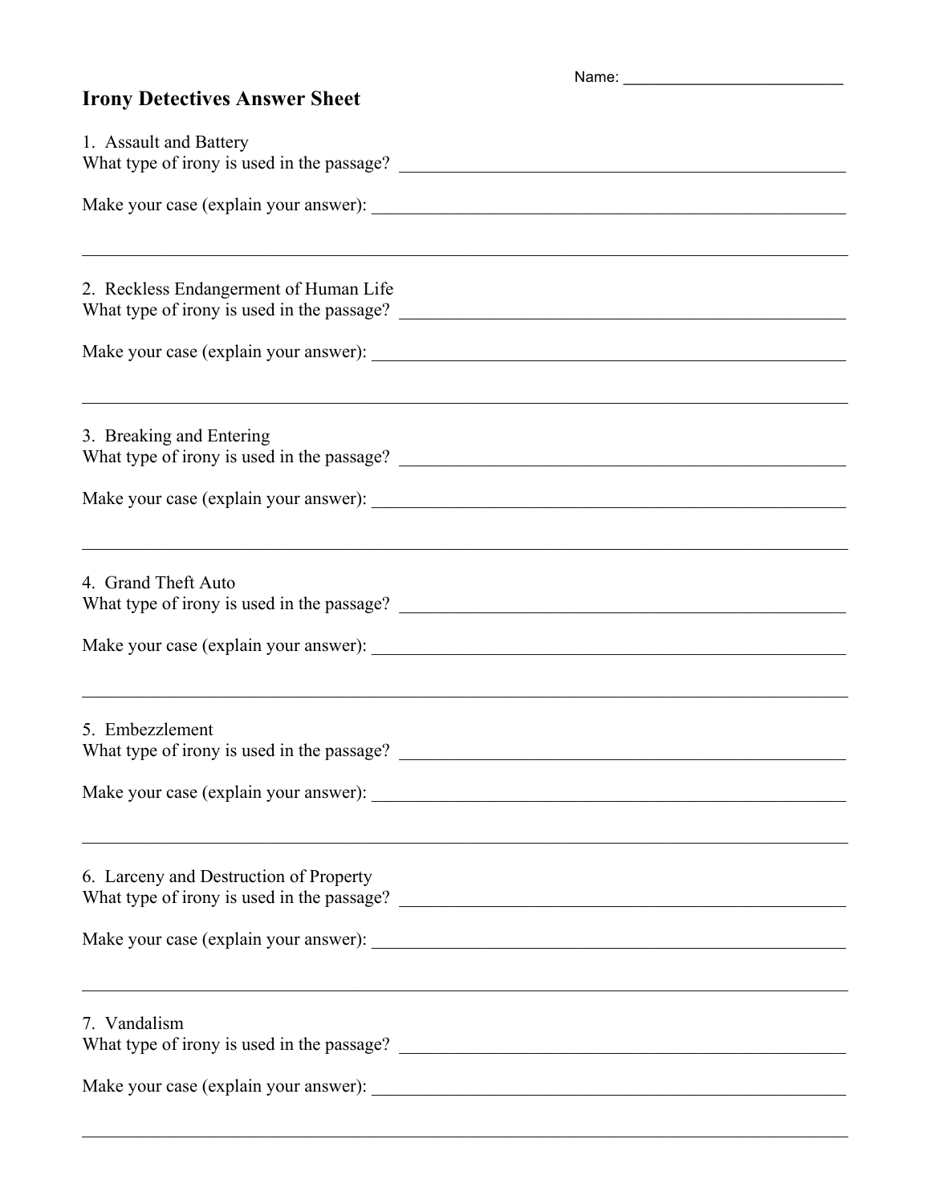Name: ___________________________

# Irony Detectives Answer Sheet

1. Assault and Battery
What type of irony is used in the passage? ___________________________________________________

Make your case (explain your answer): _______________________________________________________

_____________________________________________________________________________________

2. Reckless Endangerment of Human Life
What type of irony is used in the passage? ___________________________________________________

Make your case (explain your answer): _______________________________________________________

_____________________________________________________________________________________

3. Breaking and Entering
What type of irony is used in the passage? ___________________________________________________

Make your case (explain your answer): _______________________________________________________

_____________________________________________________________________________________

4. Grand Theft Auto
What type of irony is used in the passage? ___________________________________________________

Make your case (explain your answer): _______________________________________________________

_____________________________________________________________________________________

5. Embezzlement
What type of irony is used in the passage? ___________________________________________________

Make your case (explain your answer): _______________________________________________________

_____________________________________________________________________________________

6. Larceny and Destruction of Property
What type of irony is used in the passage? ___________________________________________________

Make your case (explain your answer): _______________________________________________________

_____________________________________________________________________________________

7. Vandalism
What type of irony is used in the passage? ___________________________________________________

Make your case (explain your answer): _______________________________________________________

_____________________________________________________________________________________